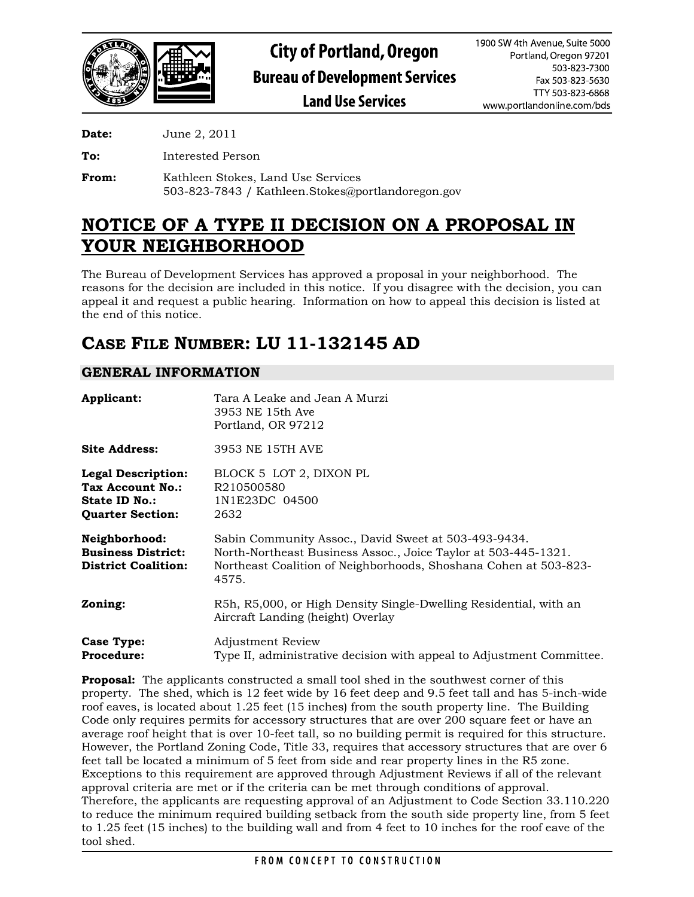**City of Portland, Oregon**
**Bureau of Development Services**
**Land Use Services**

1900 SW 4th Avenue, Suite 5000
Portland, Oregon 97201
503-823-7300
Fax 503-823-5630
TTY 503-823-6868
www.portlandonline.com/bds

**Date:** June 2, 2011

**To:** Interested Person

**From:** Kathleen Stokes, Land Use Services
503-823-7843 / Kathleen.Stokes@portlandoregon.gov

# NOTICE OF A TYPE II DECISION ON A PROPOSAL IN YOUR NEIGHBORHOOD

The Bureau of Development Services has approved a proposal in your neighborhood. The reasons for the decision are included in this notice. If you disagree with the decision, you can appeal it and request a public hearing. Information on how to appeal this decision is listed at the end of this notice.

# CASE FILE NUMBER: LU 11-132145 AD

## GENERAL INFORMATION

**Applicant:** Tara A Leake and Jean A Murzi
3953 NE 15th Ave
Portland, OR 97212

**Site Address:** 3953 NE 15TH AVE

**Legal Description:** BLOCK 5 LOT 2, DIXON PL
**Tax Account No.:** R210500580
**State ID No.:** 1N1E23DC 04500
**Quarter Section:** 2632

**Neighborhood:** Sabin Community Assoc., David Sweet at 503-493-9434.
**Business District:** North-Northeast Business Assoc., Joice Taylor at 503-445-1321.
**District Coalition:** Northeast Coalition of Neighborhoods, Shoshana Cohen at 503-823-4575.

**Zoning:** R5h, R5,000, or High Density Single-Dwelling Residential, with an Aircraft Landing (height) Overlay

**Case Type:** Adjustment Review
**Procedure:** Type II, administrative decision with appeal to Adjustment Committee.

**Proposal:** The applicants constructed a small tool shed in the southwest corner of this property. The shed, which is 12 feet wide by 16 feet deep and 9.5 feet tall and has 5-inch-wide roof eaves, is located about 1.25 feet (15 inches) from the south property line. The Building Code only requires permits for accessory structures that are over 200 square feet or have an average roof height that is over 10-feet tall, so no building permit is required for this structure. However, the Portland Zoning Code, Title 33, requires that accessory structures that are over 6 feet tall be located a minimum of 5 feet from side and rear property lines in the R5 zone. Exceptions to this requirement are approved through Adjustment Reviews if all of the relevant approval criteria are met or if the criteria can be met through conditions of approval. Therefore, the applicants are requesting approval of an Adjustment to Code Section 33.110.220 to reduce the minimum required building setback from the south side property line, from 5 feet to 1.25 feet (15 inches) to the building wall and from 4 feet to 10 inches for the roof eave of the tool shed.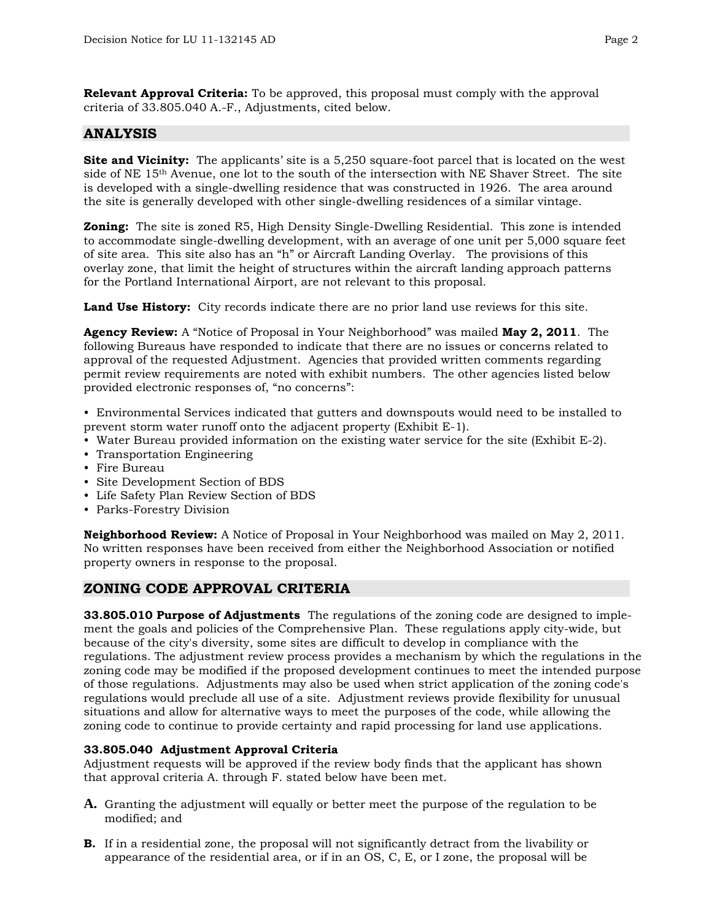**Relevant Approval Criteria:** To be approved, this proposal must comply with the approval criteria of 33.805.040 A.-F., Adjustments, cited below.

## ANALYSIS

**Site and Vicinity:** The applicants' site is a 5,250 square-foot parcel that is located on the west side of NE 15th Avenue, one lot to the south of the intersection with NE Shaver Street. The site is developed with a single-dwelling residence that was constructed in 1926. The area around the site is generally developed with other single-dwelling residences of a similar vintage.

**Zoning:** The site is zoned R5, High Density Single-Dwelling Residential. This zone is intended to accommodate single-dwelling development, with an average of one unit per 5,000 square feet of site area. This site also has an "h" or Aircraft Landing Overlay. The provisions of this overlay zone, that limit the height of structures within the aircraft landing approach patterns for the Portland International Airport, are not relevant to this proposal.

**Land Use History:** City records indicate there are no prior land use reviews for this site.

**Agency Review:** A "Notice of Proposal in Your Neighborhood" was mailed **May 2, 2011**. The following Bureaus have responded to indicate that there are no issues or concerns related to approval of the requested Adjustment. Agencies that provided written comments regarding permit review requirements are noted with exhibit numbers. The other agencies listed below provided electronic responses of, "no concerns":

- Environmental Services indicated that gutters and downspouts would need to be installed to prevent storm water runoff onto the adjacent property (Exhibit E-1).
- Water Bureau provided information on the existing water service for the site (Exhibit E-2).
- Transportation Engineering
- Fire Bureau
- Site Development Section of BDS
- Life Safety Plan Review Section of BDS
- Parks-Forestry Division

**Neighborhood Review:** A Notice of Proposal in Your Neighborhood was mailed on May 2, 2011. No written responses have been received from either the Neighborhood Association or notified property owners in response to the proposal.

## ZONING CODE APPROVAL CRITERIA

**33.805.010 Purpose of Adjustments** The regulations of the zoning code are designed to implement the goals and policies of the Comprehensive Plan. These regulations apply city-wide, but because of the city's diversity, some sites are difficult to develop in compliance with the regulations. The adjustment review process provides a mechanism by which the regulations in the zoning code may be modified if the proposed development continues to meet the intended purpose of those regulations. Adjustments may also be used when strict application of the zoning code's regulations would preclude all use of a site. Adjustment reviews provide flexibility for unusual situations and allow for alternative ways to meet the purposes of the code, while allowing the zoning code to continue to provide certainty and rapid processing for land use applications.

**33.805.040 Adjustment Approval Criteria**
Adjustment requests will be approved if the review body finds that the applicant has shown that approval criteria A. through F. stated below have been met.

**A.** Granting the adjustment will equally or better meet the purpose of the regulation to be modified; and

**B.** If in a residential zone, the proposal will not significantly detract from the livability or appearance of the residential area, or if in an OS, C, E, or I zone, the proposal will be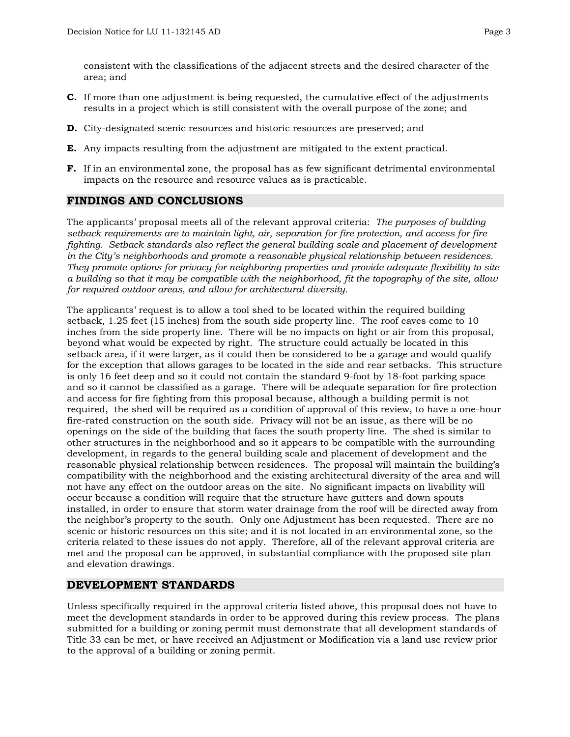consistent with the classifications of the adjacent streets and the desired character of the area; and

**C.** If more than one adjustment is being requested, the cumulative effect of the adjustments results in a project which is still consistent with the overall purpose of the zone; and

**D.** City-designated scenic resources and historic resources are preserved; and

**E.** Any impacts resulting from the adjustment are mitigated to the extent practical.

**F.** If in an environmental zone, the proposal has as few significant detrimental environmental impacts on the resource and resource values as is practicable.

## FINDINGS AND CONCLUSIONS

The applicants' proposal meets all of the relevant approval criteria: *The purposes of building setback requirements are to maintain light, air, separation for fire protection, and access for fire fighting. Setback standards also reflect the general building scale and placement of development in the City's neighborhoods and promote a reasonable physical relationship between residences. They promote options for privacy for neighboring properties and provide adequate flexibility to site a building so that it may be compatible with the neighborhood, fit the topography of the site, allow for required outdoor areas, and allow for architectural diversity.*

The applicants' request is to allow a tool shed to be located within the required building setback, 1.25 feet (15 inches) from the south side property line. The roof eaves come to 10 inches from the side property line. There will be no impacts on light or air from this proposal, beyond what would be expected by right. The structure could actually be located in this setback area, if it were larger, as it could then be considered to be a garage and would qualify for the exception that allows garages to be located in the side and rear setbacks. This structure is only 16 feet deep and so it could not contain the standard 9-foot by 18-foot parking space and so it cannot be classified as a garage. There will be adequate separation for fire protection and access for fire fighting from this proposal because, although a building permit is not required, the shed will be required as a condition of approval of this review, to have a one-hour fire-rated construction on the south side. Privacy will not be an issue, as there will be no openings on the side of the building that faces the south property line. The shed is similar to other structures in the neighborhood and so it appears to be compatible with the surrounding development, in regards to the general building scale and placement of development and the reasonable physical relationship between residences. The proposal will maintain the building's compatibility with the neighborhood and the existing architectural diversity of the area and will not have any effect on the outdoor areas on the site. No significant impacts on livability will occur because a condition will require that the structure have gutters and down spouts installed, in order to ensure that storm water drainage from the roof will be directed away from the neighbor's property to the south. Only one Adjustment has been requested. There are no scenic or historic resources on this site; and it is not located in an environmental zone, so the criteria related to these issues do not apply. Therefore, all of the relevant approval criteria are met and the proposal can be approved, in substantial compliance with the proposed site plan and elevation drawings.

## DEVELOPMENT STANDARDS

Unless specifically required in the approval criteria listed above, this proposal does not have to meet the development standards in order to be approved during this review process. The plans submitted for a building or zoning permit must demonstrate that all development standards of Title 33 can be met, or have received an Adjustment or Modification via a land use review prior to the approval of a building or zoning permit.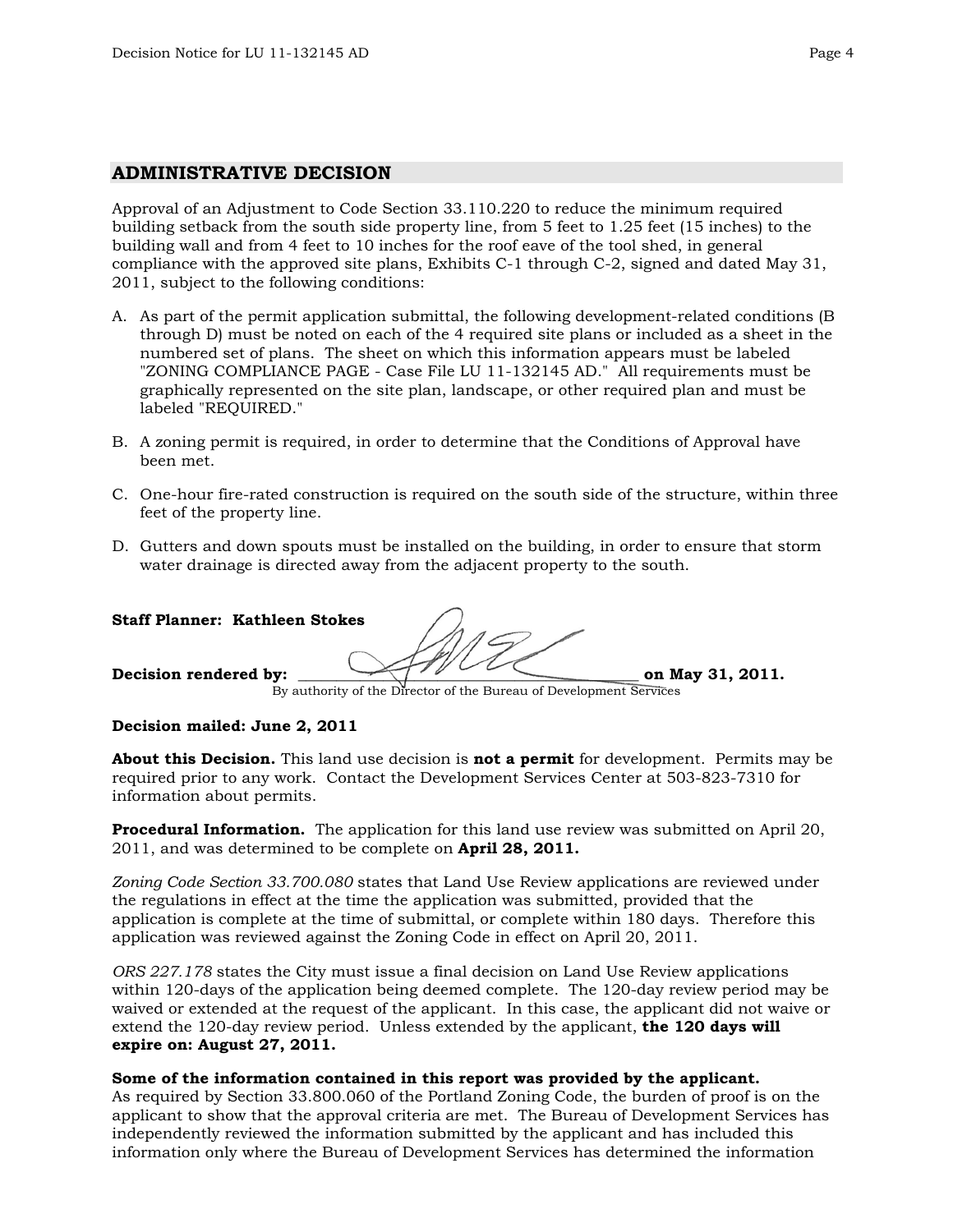## ADMINISTRATIVE DECISION

Approval of an Adjustment to Code Section 33.110.220 to reduce the minimum required building setback from the south side property line, from 5 feet to 1.25 feet (15 inches) to the building wall and from 4 feet to 10 inches for the roof eave of the tool shed, in general compliance with the approved site plans, Exhibits C-1 through C-2, signed and dated May 31, 2011, subject to the following conditions:

A. As part of the permit application submittal, the following development-related conditions (B through D) must be noted on each of the 4 required site plans or included as a sheet in the numbered set of plans. The sheet on which this information appears must be labeled "ZONING COMPLIANCE PAGE - Case File LU 11-132145 AD." All requirements must be graphically represented on the site plan, landscape, or other required plan and must be labeled "REQUIRED."

B. A zoning permit is required, in order to determine that the Conditions of Approval have been met.

C. One-hour fire-rated construction is required on the south side of the structure, within three feet of the property line.

D. Gutters and down spouts must be installed on the building, in order to ensure that storm water drainage is directed away from the adjacent property to the south.

**Staff Planner: Kathleen Stokes**

**Decision rendered by:** ____________________________ **on May 31, 2011.**
By authority of the Director of the Bureau of Development Services

**Decision mailed: June 2, 2011**

**About this Decision.** This land use decision is **not a permit** for development. Permits may be required prior to any work. Contact the Development Services Center at 503-823-7310 for information about permits.

**Procedural Information.** The application for this land use review was submitted on April 20, 2011, and was determined to be complete on **April 28, 2011.**

*Zoning Code Section 33.700.080* states that Land Use Review applications are reviewed under the regulations in effect at the time the application was submitted, provided that the application is complete at the time of submittal, or complete within 180 days. Therefore this application was reviewed against the Zoning Code in effect on April 20, 2011.

*ORS 227.178* states the City must issue a final decision on Land Use Review applications within 120-days of the application being deemed complete. The 120-day review period may be waived or extended at the request of the applicant. In this case, the applicant did not waive or extend the 120-day review period. Unless extended by the applicant, **the 120 days will expire on: August 27, 2011.**

**Some of the information contained in this report was provided by the applicant.**
As required by Section 33.800.060 of the Portland Zoning Code, the burden of proof is on the applicant to show that the approval criteria are met. The Bureau of Development Services has independently reviewed the information submitted by the applicant and has included this information only where the Bureau of Development Services has determined the information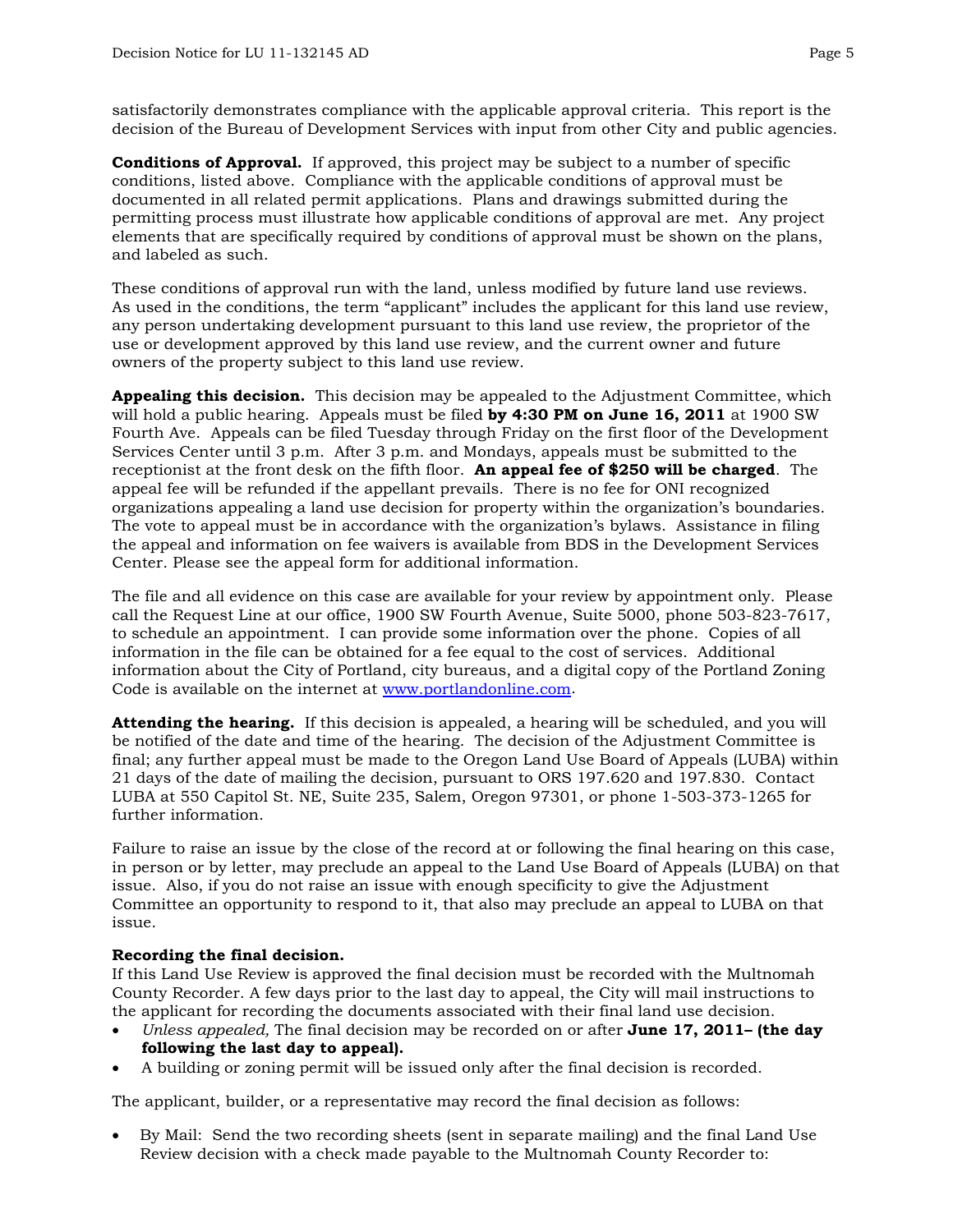satisfactorily demonstrates compliance with the applicable approval criteria. This report is the decision of the Bureau of Development Services with input from other City and public agencies.

**Conditions of Approval.** If approved, this project may be subject to a number of specific conditions, listed above. Compliance with the applicable conditions of approval must be documented in all related permit applications. Plans and drawings submitted during the permitting process must illustrate how applicable conditions of approval are met. Any project elements that are specifically required by conditions of approval must be shown on the plans, and labeled as such.

These conditions of approval run with the land, unless modified by future land use reviews. As used in the conditions, the term "applicant" includes the applicant for this land use review, any person undertaking development pursuant to this land use review, the proprietor of the use or development approved by this land use review, and the current owner and future owners of the property subject to this land use review.

**Appealing this decision.** This decision may be appealed to the Adjustment Committee, which will hold a public hearing. Appeals must be filed **by 4:30 PM on June 16, 2011** at 1900 SW Fourth Ave. Appeals can be filed Tuesday through Friday on the first floor of the Development Services Center until 3 p.m. After 3 p.m. and Mondays, appeals must be submitted to the receptionist at the front desk on the fifth floor. **An appeal fee of $250 will be charged**. The appeal fee will be refunded if the appellant prevails. There is no fee for ONI recognized organizations appealing a land use decision for property within the organization's boundaries. The vote to appeal must be in accordance with the organization's bylaws. Assistance in filing the appeal and information on fee waivers is available from BDS in the Development Services Center. Please see the appeal form for additional information.

The file and all evidence on this case are available for your review by appointment only. Please call the Request Line at our office, 1900 SW Fourth Avenue, Suite 5000, phone 503-823-7617, to schedule an appointment. I can provide some information over the phone. Copies of all information in the file can be obtained for a fee equal to the cost of services. Additional information about the City of Portland, city bureaus, and a digital copy of the Portland Zoning Code is available on the internet at [www.portlandonline.com](http://www.portlandonline.com).

**Attending the hearing.** If this decision is appealed, a hearing will be scheduled, and you will be notified of the date and time of the hearing. The decision of the Adjustment Committee is final; any further appeal must be made to the Oregon Land Use Board of Appeals (LUBA) within 21 days of the date of mailing the decision, pursuant to ORS 197.620 and 197.830. Contact LUBA at 550 Capitol St. NE, Suite 235, Salem, Oregon 97301, or phone 1-503-373-1265 for further information.

Failure to raise an issue by the close of the record at or following the final hearing on this case, in person or by letter, may preclude an appeal to the Land Use Board of Appeals (LUBA) on that issue. Also, if you do not raise an issue with enough specificity to give the Adjustment Committee an opportunity to respond to it, that also may preclude an appeal to LUBA on that issue.

**Recording the final decision.**
If this Land Use Review is approved the final decision must be recorded with the Multnomah County Recorder. A few days prior to the last day to appeal, the City will mail instructions to the applicant for recording the documents associated with their final land use decision.

- *Unless appealed,* The final decision may be recorded on or after **June 17, 2011– (the day following the last day to appeal).**
- A building or zoning permit will be issued only after the final decision is recorded.

The applicant, builder, or a representative may record the final decision as follows:

- By Mail: Send the two recording sheets (sent in separate mailing) and the final Land Use Review decision with a check made payable to the Multnomah County Recorder to: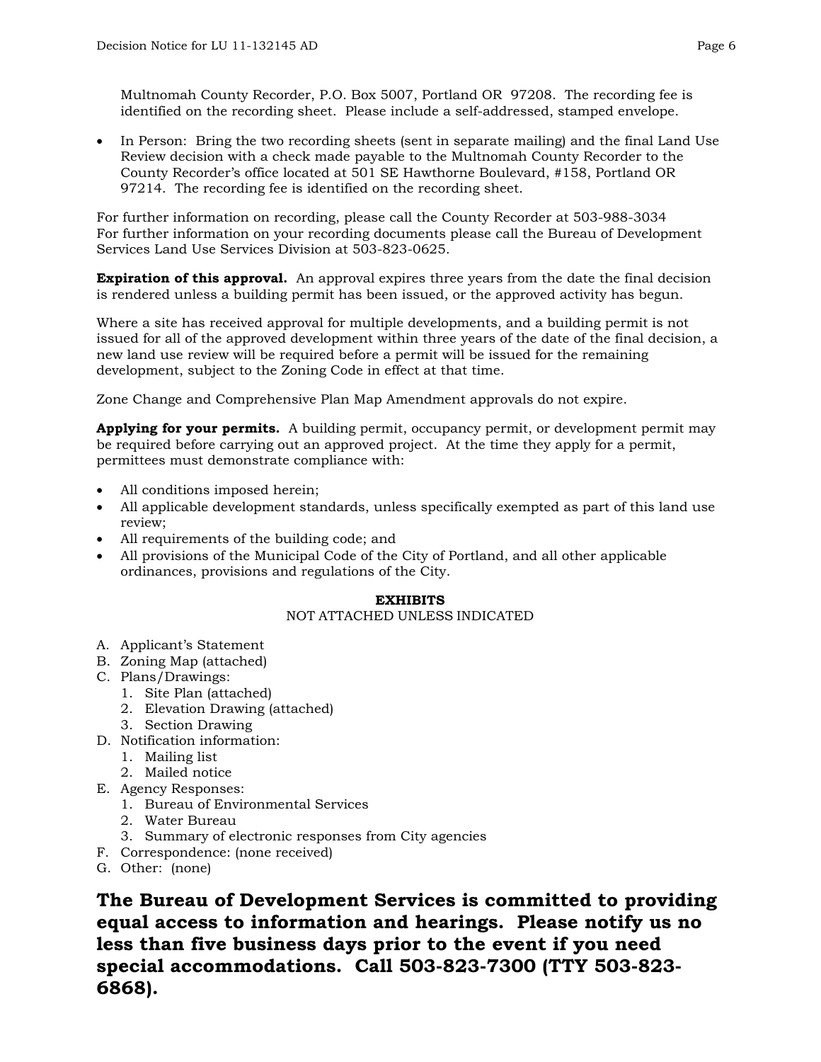Multnomah County Recorder, P.O. Box 5007, Portland OR 97208. The recording fee is identified on the recording sheet. Please include a self-addressed, stamped envelope.

- In Person: Bring the two recording sheets (sent in separate mailing) and the final Land Use Review decision with a check made payable to the Multnomah County Recorder to the County Recorder's office located at 501 SE Hawthorne Boulevard, #158, Portland OR 97214. The recording fee is identified on the recording sheet.

For further information on recording, please call the County Recorder at 503-988-3034
For further information on your recording documents please call the Bureau of Development Services Land Use Services Division at 503-823-0625.

**Expiration of this approval.** An approval expires three years from the date the final decision is rendered unless a building permit has been issued, or the approved activity has begun.

Where a site has received approval for multiple developments, and a building permit is not issued for all of the approved development within three years of the date of the final decision, a new land use review will be required before a permit will be issued for the remaining development, subject to the Zoning Code in effect at that time.

Zone Change and Comprehensive Plan Map Amendment approvals do not expire.

**Applying for your permits.** A building permit, occupancy permit, or development permit may be required before carrying out an approved project. At the time they apply for a permit, permittees must demonstrate compliance with:

- All conditions imposed herein;
- All applicable development standards, unless specifically exempted as part of this land use review;
- All requirements of the building code; and
- All provisions of the Municipal Code of the City of Portland, and all other applicable ordinances, provisions and regulations of the City.

**EXHIBITS**
NOT ATTACHED UNLESS INDICATED

A. Applicant's Statement
B. Zoning Map (attached)
C. Plans/Drawings:
    1. Site Plan (attached)
    2. Elevation Drawing (attached)
    3. Section Drawing
D. Notification information:
    1. Mailing list
    2. Mailed notice
E. Agency Responses:
    1. Bureau of Environmental Services
    2. Water Bureau
    3. Summary of electronic responses from City agencies
F. Correspondence: (none received)
G. Other: (none)

**The Bureau of Development Services is committed to providing equal access to information and hearings. Please notify us no less than five business days prior to the event if you need special accommodations. Call 503-823-7300 (TTY 503-823-6868).**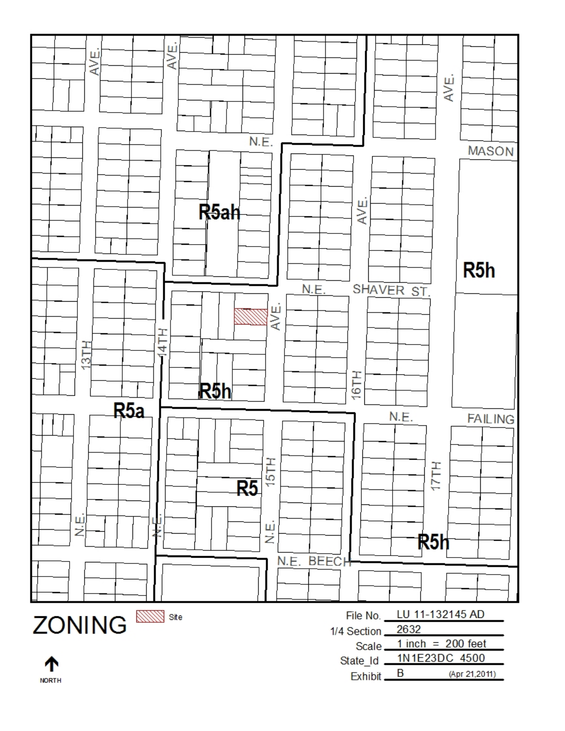# ZONING

Site

| | |
|---|---|
| File No. | LU 11-132145 AD |
| 1/4 Section | 2632 |
| Scale | 1 inch = 200 feet |
| State_Id | 1N1E23DC 4500 |
| Exhibit | B (Apr 21,2011) |

NORTH

R5ah

R5h

R5a

R5

N.E. MASON

N.E. SHAVER ST.

N.E. FAILING

N.E. BEECH

N.E. 13TH AVE.

N.E. 14TH AVE.

N.E. 15TH AVE.

N.E. 16TH AVE.

N.E. 17TH AVE.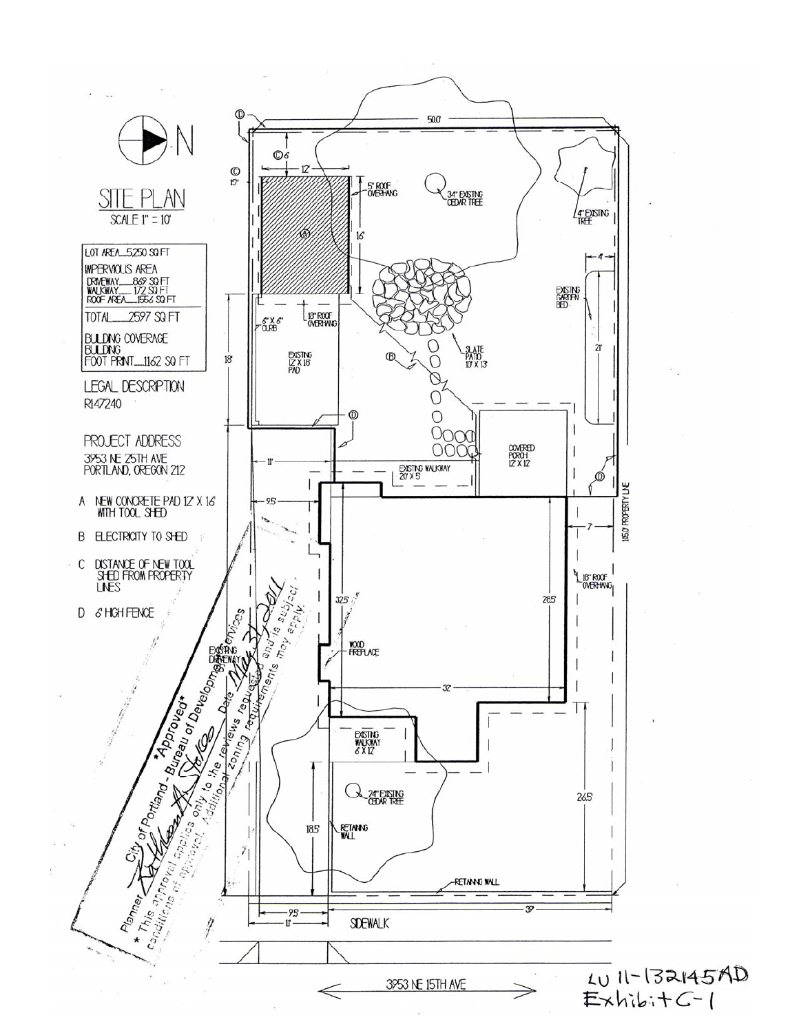# SITE PLAN

SCALE 1" = 10'

LOT AREA 5,250 SQ FT
IMPERVIOUS AREA
DRIVEWAY 869 SQ FT
WALKWAY 172 SQ FT
ROOF AREA 1556 SQ FT
TOTAL 2597 SQ FT

BUILDING COVERAGE
BUILDING
FOOT PRINT 1162 SQ FT

LEGAL DESCRIPTION
R147240

PROJECT ADDRESS
3953 NE 25TH AVE
PORTLAND, OREGON 212

A NEW CONCRETE PAD 12' X 16' WITH TOOL SHED

B ELECTRICITY TO SHED

C DISTANCE OF NEW TOOL SHED FROM PROPERTY LINES

D 6' HIGH FENCE

N

50.0
Ⓓ
Ⓒ 6'
Ⓒ 17'
12'
5' ROOF OVERHANG
34" EXISTING CEDAR TREE
4" EXISTING TREE
Ⓐ
16'
4'
EXISTING GARDEN BED
21'
18" ROOF OVERHANG
6" X 6" CURB
18'
EXISTING 12' X 18' PAD
Ⓑ
SLATE PATIO 10' X 13'
Ⓓ
COVERED PORCH 12' X 12'
11'
EXISTING WALKWAY 20' X 5'
Ⓓ
9.5'
105.0' PROPERTY LINE
7
18" ROOF OVERHANG
32.5'
28.5'
WOOD FIREPLACE
EXISTING DRIVEWAY
32'
EXISTING WALKWAY 6' X 12'
24" EXISTING CEDAR TREE
26.5'
18.5'
RETAINING WALL
RETAINING WALL
39'
9.5'
11'
SIDEWALK
3953 NE 15TH AVE

\*Approved\*
City of Portland - Bureau of Development Services
Planner [signature] Date May 31, 2011
\* This approval applies only to the reviews requested and is subject to conditions of approval. Additional zoning requirements may apply.

LU 11-132145AD
Exhibit C-1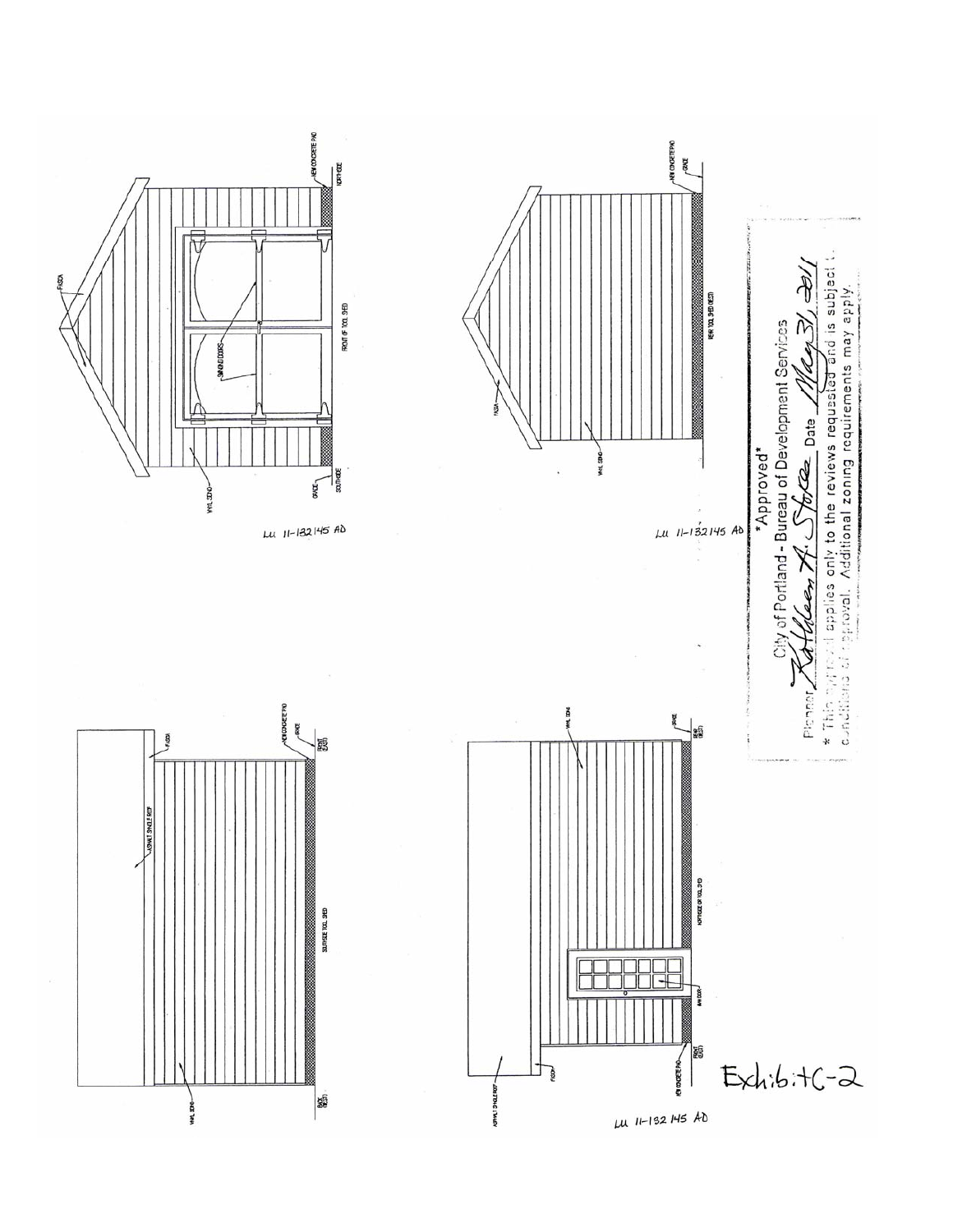FASCIA

SWINGING DOORS

VINYL SIDING

GRADE

SOUTHSIDE

FRONT OF TOOL SHED

NEW CONCRETE PAD

NORTHSIDE

LU 11-132145 AD

FASCIA

VINYL SIDING

REAR TOOL SHED (WEST)

NEW CONCRETE PAD

GRADE

LU 11-132145 AD

ASPHALT SHINGLE ROOF

FASCIA

VINYL SIDING

SOUTHSIDE TOOL SHED

NEW CONCRETE PAD

GRADE

FRONT (EAST)

BACK (WEST)

ASPHALT SHINGLE ROOF

FASCIA

VINYL SIDING

MAN DOOR

NORTHSIDE OF TOOL SHED

NEW CONCRETE PAD

GRADE

FRONT (EAST)

REAR (WEST)

LU 11-132145 AD

\*Approved\*

City of Portland - Bureau of Development Services

Planner Kathleen A. Stokes Date May 31, 2011

\* This approval applies only to the reviews requested and is subject to conditions of approval. Additional zoning requirements may apply.

Exhibit C-2